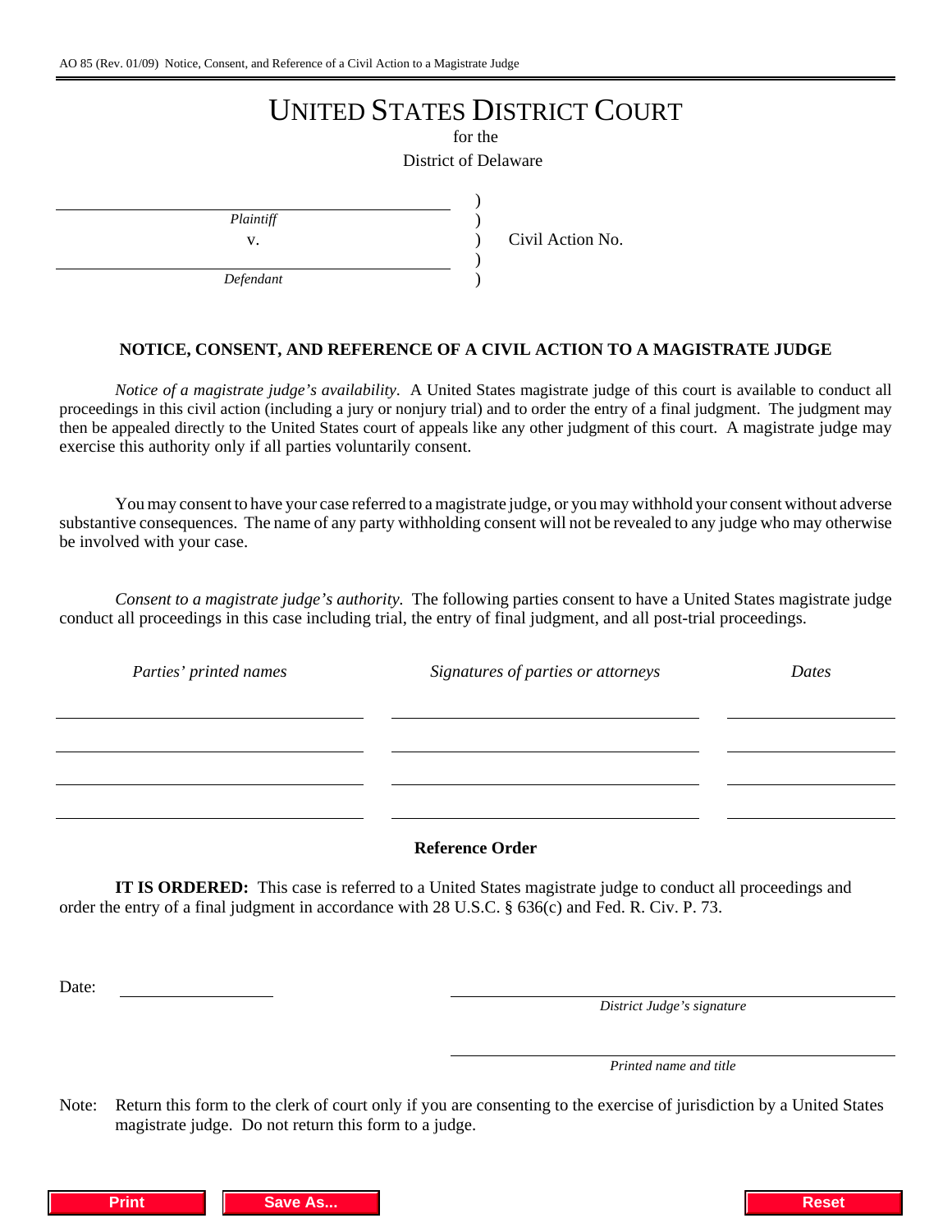AO 85 (Rev. 01/09) Notice, Consent, and Reference of a Civil Action to a Magistrate Judge

# UNITED STATES DISTRICT COURT

for the

District of Delaware

| | | |
|---|---|---|
| ____________________ *Plaintiff* | ) | |
| v. | ) | Civil Action No. |
| ____________________ *Defendant* | ) | |

## NOTICE, CONSENT, AND REFERENCE OF A CIVIL ACTION TO A MAGISTRATE JUDGE

*Notice of a magistrate judge's availability*. A United States magistrate judge of this court is available to conduct all proceedings in this civil action (including a jury or nonjury trial) and to order the entry of a final judgment. The judgment may then be appealed directly to the United States court of appeals like any other judgment of this court. A magistrate judge may exercise this authority only if all parties voluntarily consent.

You may consent to have your case referred to a magistrate judge, or you may withhold your consent without adverse substantive consequences. The name of any party withholding consent will not be revealed to any judge who may otherwise be involved with your case.

*Consent to a magistrate judge's authority*. The following parties consent to have a United States magistrate judge conduct all proceedings in this case including trial, the entry of final judgment, and all post-trial proceedings.

| *Parties' printed names* | *Signatures of parties or attorneys* | *Dates* |
|---|---|---|
| | | |
| | | |
| | | |
| | | |

### Reference Order

**IT IS ORDERED:** This case is referred to a United States magistrate judge to conduct all proceedings and order the entry of a final judgment in accordance with 28 U.S.C. § 636(c) and Fed. R. Civ. P. 73.

Date: ____________

____________________
*District Judge's signature*

____________________
*Printed name and title*

Note: Return this form to the clerk of court only if you are consenting to the exercise of jurisdiction by a United States magistrate judge. Do not return this form to a judge.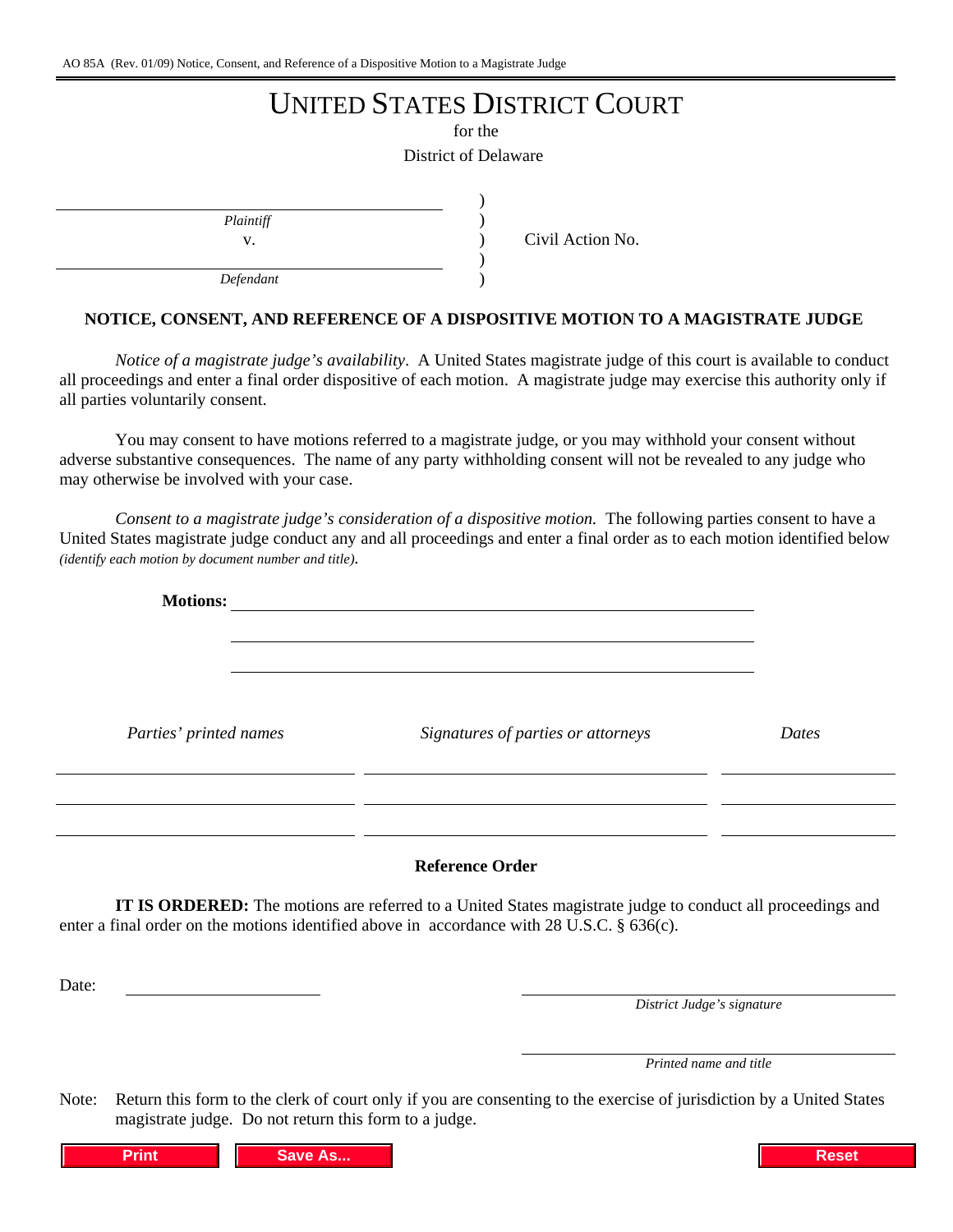AO 85A (Rev. 01/09) Notice, Consent, and Reference of a Dispositive Motion to a Magistrate Judge

# UNITED STATES DISTRICT COURT

for the

District of Delaware

| | | |
|---|---|---|
| ______________________________ *Plaintiff* | ) | |
| v. | ) | Civil Action No. |
| ______________________________ *Defendant* | ) | |

## NOTICE, CONSENT, AND REFERENCE OF A DISPOSITIVE MOTION TO A MAGISTRATE JUDGE

*Notice of a magistrate judge's availability*. A United States magistrate judge of this court is available to conduct all proceedings and enter a final order dispositive of each motion. A magistrate judge may exercise this authority only if all parties voluntarily consent.

You may consent to have motions referred to a magistrate judge, or you may withhold your consent without adverse substantive consequences. The name of any party withholding consent will not be revealed to any judge who may otherwise be involved with your case.

*Consent to a magistrate judge's consideration of a dispositive motion.* The following parties consent to have a United States magistrate judge conduct any and all proceedings and enter a final order as to each motion identified below *(identify each motion by document number and title)*.

**Motions:** ______________________________

______________________________

______________________________

| *Parties' printed names* | *Signatures of parties or attorneys* | *Dates* |
|---|---|---|
| | | |
| | | |
| | | |

### Reference Order

**IT IS ORDERED:** The motions are referred to a United States magistrate judge to conduct all proceedings and enter a final order on the motions identified above in accordance with 28 U.S.C. § 636(c).

Date: ____________________

______________________________
*District Judge's signature*

______________________________
*Printed name and title*

Note: Return this form to the clerk of court only if you are consenting to the exercise of jurisdiction by a United States magistrate judge. Do not return this form to a judge.